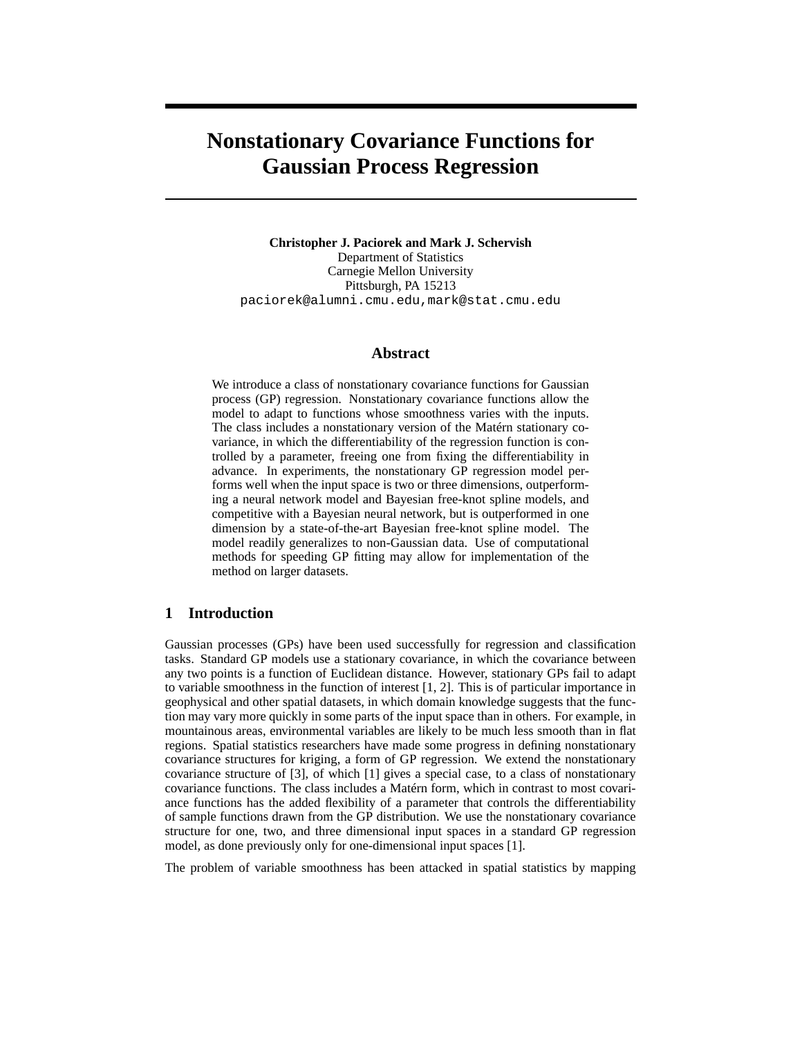# Nonstationary Covariance Functions for Gaussian Process Regression

**Christopher J. Paciorek and Mark J. Schervish**
Department of Statistics
Carnegie Mellon University
Pittsburgh, PA 15213
paciorek@alumni.cmu.edu,mark@stat.cmu.edu

## Abstract

We introduce a class of nonstationary covariance functions for Gaussian process (GP) regression. Nonstationary covariance functions allow the model to adapt to functions whose smoothness varies with the inputs. The class includes a nonstationary version of the Matérn stationary covariance, in which the differentiability of the regression function is controlled by a parameter, freeing one from fixing the differentiability in advance. In experiments, the nonstationary GP regression model performs well when the input space is two or three dimensions, outperforming a neural network model and Bayesian free-knot spline models, and competitive with a Bayesian neural network, but is outperformed in one dimension by a state-of-the-art Bayesian free-knot spline model. The model readily generalizes to non-Gaussian data. Use of computational methods for speeding GP fitting may allow for implementation of the method on larger datasets.

## 1 Introduction

Gaussian processes (GPs) have been used successfully for regression and classification tasks. Standard GP models use a stationary covariance, in which the covariance between any two points is a function of Euclidean distance. However, stationary GPs fail to adapt to variable smoothness in the function of interest [1, 2]. This is of particular importance in geophysical and other spatial datasets, in which domain knowledge suggests that the function may vary more quickly in some parts of the input space than in others. For example, in mountainous areas, environmental variables are likely to be much less smooth than in flat regions. Spatial statistics researchers have made some progress in defining nonstationary covariance structures for kriging, a form of GP regression. We extend the nonstationary covariance structure of [3], of which [1] gives a special case, to a class of nonstationary covariance functions. The class includes a Matérn form, which in contrast to most covariance functions has the added flexibility of a parameter that controls the differentiability of sample functions drawn from the GP distribution. We use the nonstationary covariance structure for one, two, and three dimensional input spaces in a standard GP regression model, as done previously only for one-dimensional input spaces [1].

The problem of variable smoothness has been attacked in spatial statistics by mapping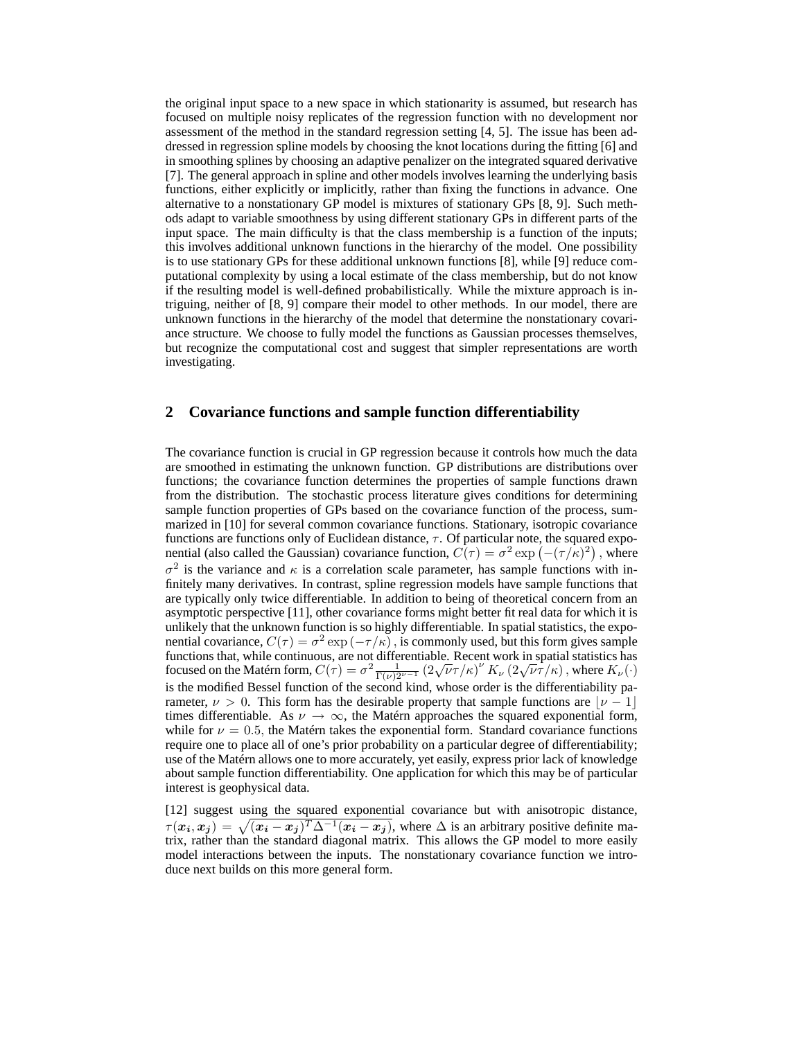the original input space to a new space in which stationarity is assumed, but research has focused on multiple noisy replicates of the regression function with no development nor assessment of the method in the standard regression setting [4, 5]. The issue has been addressed in regression spline models by choosing the knot locations during the fitting [6] and in smoothing splines by choosing an adaptive penalizer on the integrated squared derivative [7]. The general approach in spline and other models involves learning the underlying basis functions, either explicitly or implicitly, rather than fixing the functions in advance. One alternative to a nonstationary GP model is mixtures of stationary GPs [8, 9]. Such methods adapt to variable smoothness by using different stationary GPs in different parts of the input space. The main difficulty is that the class membership is a function of the inputs; this involves additional unknown functions in the hierarchy of the model. One possibility is to use stationary GPs for these additional unknown functions [8], while [9] reduce computational complexity by using a local estimate of the class membership, but do not know if the resulting model is well-defined probabilistically. While the mixture approach is intriguing, neither of [8, 9] compare their model to other methods. In our model, there are unknown functions in the hierarchy of the model that determine the nonstationary covariance structure. We choose to fully model the functions as Gaussian processes themselves, but recognize the computational cost and suggest that simpler representations are worth investigating.

## 2 Covariance functions and sample function differentiability

The covariance function is crucial in GP regression because it controls how much the data are smoothed in estimating the unknown function. GP distributions are distributions over functions; the covariance function determines the properties of sample functions drawn from the distribution. The stochastic process literature gives conditions for determining sample function properties of GPs based on the covariance function of the process, summarized in [10] for several common covariance functions. Stationary, isotropic covariance functions are functions only of Euclidean distance, $\tau$. Of particular note, the squared exponential (also called the Gaussian) covariance function, $C(\tau) = \sigma^2 \exp\left(-(\tau/\kappa)^2\right)$, where $\sigma^2$ is the variance and $\kappa$ is a correlation scale parameter, has sample functions with infinitely many derivatives. In contrast, spline regression models have sample functions that are typically only twice differentiable. In addition to being of theoretical concern from an asymptotic perspective [11], other covariance forms might better fit real data for which it is unlikely that the unknown function is so highly differentiable. In spatial statistics, the exponential covariance, $C(\tau) = \sigma^2 \exp\left(-\tau/\kappa\right)$, is commonly used, but this form gives sample functions that, while continuous, are not differentiable. Recent work in spatial statistics has focused on the Matérn form, $C(\tau) = \sigma^2 \frac{1}{\Gamma(\nu)2^{\nu-1}} \left(2\sqrt{\nu}\tau/\kappa\right)^{\nu} K_{\nu}\left(2\sqrt{\nu}\tau/\kappa\right)$, where $K_{\nu}(\cdot)$ is the modified Bessel function of the second kind, whose order is the differentiability parameter, $\nu > 0$. This form has the desirable property that sample functions are $\lfloor \nu - 1 \rfloor$ times differentiable. As $\nu \to \infty$, the Matérn approaches the squared exponential form, while for $\nu = 0.5$, the Matérn takes the exponential form. Standard covariance functions require one to place all of one's prior probability on a particular degree of differentiability; use of the Matérn allows one to more accurately, yet easily, express prior lack of knowledge about sample function differentiability. One application for which this may be of particular interest is geophysical data.

[12] suggest using the squared exponential covariance but with anisotropic distance, $\tau(\boldsymbol{x_i}, \boldsymbol{x_j}) = \sqrt{(\boldsymbol{x_i} - \boldsymbol{x_j})^T \Delta^{-1} (\boldsymbol{x_i} - \boldsymbol{x_j})}$, where $\Delta$ is an arbitrary positive definite matrix, rather than the standard diagonal matrix. This allows the GP model to more easily model interactions between the inputs. The nonstationary covariance function we introduce next builds on this more general form.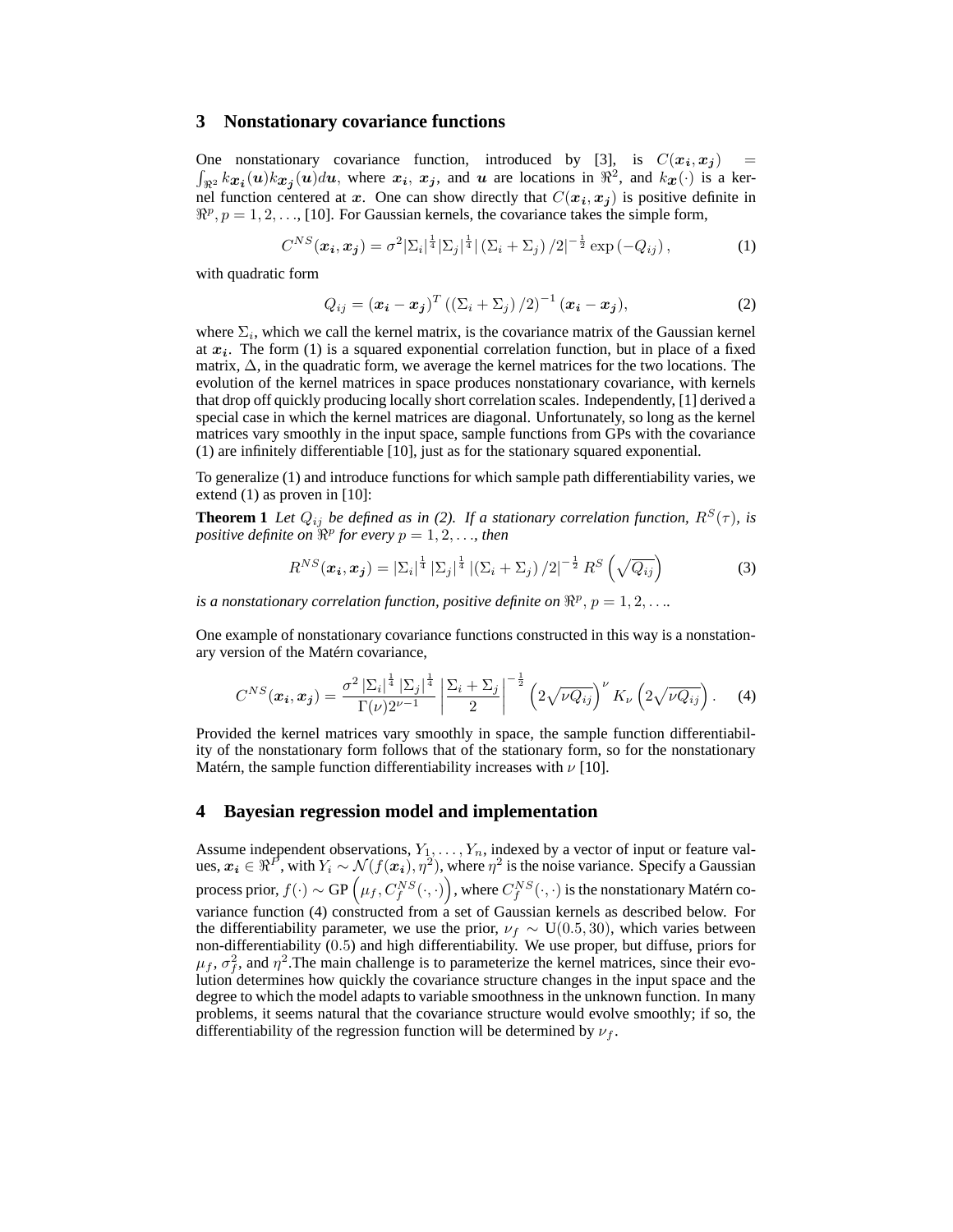## 3 Nonstationary covariance functions

One nonstationary covariance function, introduced by [3], is $C(\boldsymbol{x_i}, \boldsymbol{x_j}) = \int_{\Re^2} k_{\boldsymbol{x_i}}(\boldsymbol{u}) k_{\boldsymbol{x_j}}(\boldsymbol{u}) d\boldsymbol{u}$, where $\boldsymbol{x_i}$, $\boldsymbol{x_j}$, and $\boldsymbol{u}$ are locations in $\Re^2$, and $k_{\boldsymbol{x}}(\cdot)$ is a kernel function centered at $\boldsymbol{x}$. One can show directly that $C(\boldsymbol{x_i}, \boldsymbol{x_j})$ is positive definite in $\Re^p$, $p = 1, 2, \ldots$, [10]. For Gaussian kernels, the covariance takes the simple form,

$$C^{NS}(\boldsymbol{x_i}, \boldsymbol{x_j}) = \sigma^2 |\Sigma_i|^{\frac{1}{4}} |\Sigma_j|^{\frac{1}{4}} |(\Sigma_i + \Sigma_j)/2|^{-\frac{1}{2}} \exp(-Q_{ij}), \tag{1}$$

with quadratic form

$$Q_{ij} = (\boldsymbol{x_i} - \boldsymbol{x_j})^T ((\Sigma_i + \Sigma_j)/2)^{-1} (\boldsymbol{x_i} - \boldsymbol{x_j}), \tag{2}$$

where $\Sigma_i$, which we call the kernel matrix, is the covariance matrix of the Gaussian kernel at $\boldsymbol{x_i}$. The form (1) is a squared exponential correlation function, but in place of a fixed matrix, $\Delta$, in the quadratic form, we average the kernel matrices for the two locations. The evolution of the kernel matrices in space produces nonstationary covariance, with kernels that drop off quickly producing locally short correlation scales. Independently, [1] derived a special case in which the kernel matrices are diagonal. Unfortunately, so long as the kernel matrices vary smoothly in the input space, sample functions from GPs with the covariance (1) are infinitely differentiable [10], just as for the stationary squared exponential.

To generalize (1) and introduce functions for which sample path differentiability varies, we extend (1) as proven in [10]:

**Theorem 1** *Let $Q_{ij}$ be defined as in (2). If a stationary correlation function, $R^S(\tau)$, is positive definite on $\Re^p$ for every $p = 1, 2, \ldots$, then*

$$R^{NS}(\boldsymbol{x_i}, \boldsymbol{x_j}) = |\Sigma_i|^{\frac{1}{4}} |\Sigma_j|^{\frac{1}{4}} |(\Sigma_i + \Sigma_j)/2|^{-\frac{1}{2}} R^S\left(\sqrt{Q_{ij}}\right) \tag{3}$$

*is a nonstationary correlation function, positive definite on $\Re^p$, $p = 1, 2, \ldots$.*

One example of nonstationary covariance functions constructed in this way is a nonstationary version of the Matérn covariance,

$$C^{NS}(\boldsymbol{x_i}, \boldsymbol{x_j}) = \frac{\sigma^2 |\Sigma_i|^{\frac{1}{4}} |\Sigma_j|^{\frac{1}{4}}}{\Gamma(\nu) 2^{\nu-1}} \left| \frac{\Sigma_i + \Sigma_j}{2} \right|^{-\frac{1}{2}} \left(2\sqrt{\nu Q_{ij}}\right)^{\nu} K_{\nu}\left(2\sqrt{\nu Q_{ij}}\right). \tag{4}$$

Provided the kernel matrices vary smoothly in space, the sample function differentiability of the nonstationary form follows that of the stationary form, so for the nonstationary Matérn, the sample function differentiability increases with $\nu$ [10].

## 4 Bayesian regression model and implementation

Assume independent observations, $Y_1, \ldots, Y_n$, indexed by a vector of input or feature values, $\boldsymbol{x_i} \in \Re^P$, with $Y_i \sim \mathcal{N}(f(\boldsymbol{x_i}), \eta^2)$, where $\eta^2$ is the noise variance. Specify a Gaussian process prior, $f(\cdot) \sim \text{GP}\left(\mu_f, C_f^{NS}(\cdot, \cdot)\right)$, where $C_f^{NS}(\cdot, \cdot)$ is the nonstationary Matérn covariance function (4) constructed from a set of Gaussian kernels as described below. For the differentiability parameter, we use the prior, $\nu_f \sim \text{U}(0.5, 30)$, which varies between non-differentiability ($0.5$) and high differentiability. We use proper, but diffuse, priors for $\mu_f$, $\sigma_f^2$, and $\eta^2$.The main challenge is to parameterize the kernel matrices, since their evolution determines how quickly the covariance structure changes in the input space and the degree to which the model adapts to variable smoothness in the unknown function. In many problems, it seems natural that the covariance structure would evolve smoothly; if so, the differentiability of the regression function will be determined by $\nu_f$.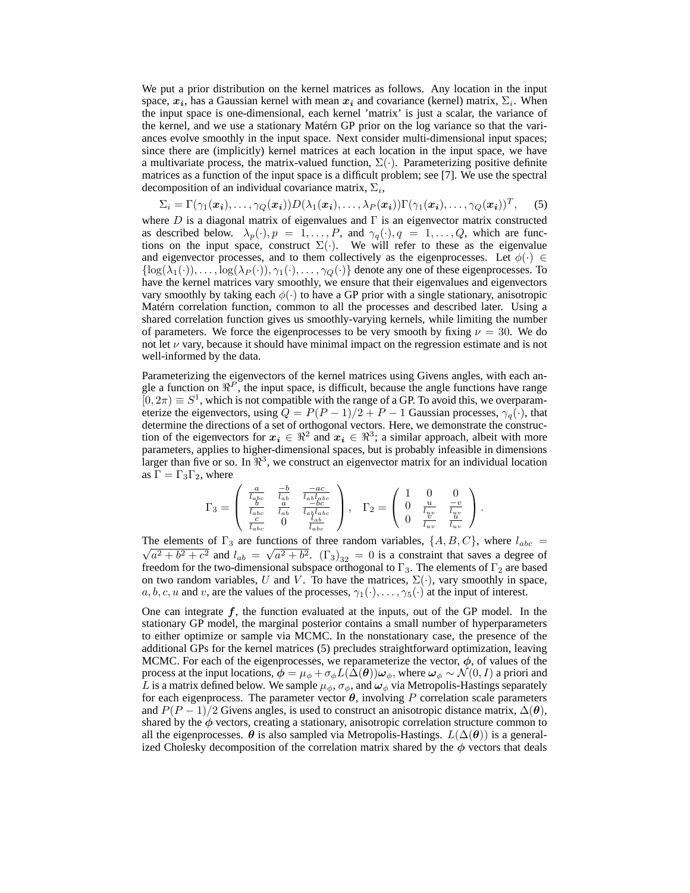We put a prior distribution on the kernel matrices as follows. Any location in the input space, $\boldsymbol{x_i}$, has a Gaussian kernel with mean $\boldsymbol{x_i}$ and covariance (kernel) matrix, $\Sigma_i$. When the input space is one-dimensional, each kernel 'matrix' is just a scalar, the variance of the kernel, and we use a stationary Matérn GP prior on the log variance so that the variances evolve smoothly in the input space. Next consider multi-dimensional input spaces; since there are (implicitly) kernel matrices at each location in the input space, we have a multivariate process, the matrix-valued function, $\Sigma(\cdot)$. Parameterizing positive definite matrices as a function of the input space is a difficult problem; see [7]. We use the spectral decomposition of an individual covariance matrix, $\Sigma_i$,

$$\Sigma_i = \Gamma(\gamma_1(\boldsymbol{x_i}), \ldots, \gamma_Q(\boldsymbol{x_i}))D(\lambda_1(\boldsymbol{x_i}), \ldots, \lambda_P(\boldsymbol{x_i}))\Gamma(\gamma_1(\boldsymbol{x_i}), \ldots, \gamma_Q(\boldsymbol{x_i}))^T, \quad (5)$$

where $D$ is a diagonal matrix of eigenvalues and $\Gamma$ is an eigenvector matrix constructed as described below. $\lambda_p(\cdot), p = 1, \ldots, P$, and $\gamma_q(\cdot), q = 1, \ldots, Q$, which are functions on the input space, construct $\Sigma(\cdot)$. We will refer to these as the eigenvalue and eigenvector processes, and to them collectively as the eigenprocesses. Let $\phi(\cdot) \in \{\log(\lambda_1(\cdot)), \ldots, \log(\lambda_P(\cdot)), \gamma_1(\cdot), \ldots, \gamma_Q(\cdot)\}$ denote any one of these eigenprocesses. To have the kernel matrices vary smoothly, we ensure that their eigenvalues and eigenvectors vary smoothly by taking each $\phi(\cdot)$ to have a GP prior with a single stationary, anisotropic Matérn correlation function, common to all the processes and described later. Using a shared correlation function gives us smoothly-varying kernels, while limiting the number of parameters. We force the eigenprocesses to be very smooth by fixing $\nu = 30$. We do not let $\nu$ vary, because it should have minimal impact on the regression estimate and is not well-informed by the data.

Parameterizing the eigenvectors of the kernel matrices using Givens angles, with each angle a function on $\Re^P$, the input space, is difficult, because the angle functions have range $[0, 2\pi) \equiv S^1$, which is not compatible with the range of a GP. To avoid this, we overparameterize the eigenvectors, using $Q = P(P-1)/2 + P - 1$ Gaussian processes, $\gamma_q(\cdot)$, that determine the directions of a set of orthogonal vectors. Here, we demonstrate the construction of the eigenvectors for $\boldsymbol{x_i} \in \Re^2$ and $\boldsymbol{x_i} \in \Re^3$; a similar approach, albeit with more parameters, applies to higher-dimensional spaces, but is probably infeasible in dimensions larger than five or so. In $\Re^3$, we construct an eigenvector matrix for an individual location as $\Gamma = \Gamma_3\Gamma_2$, where

$$\Gamma_3 = \begin{pmatrix} \frac{a}{l_{abc}} & \frac{-b}{l_{ab}} & \frac{-ac}{l_{ab}l_{abc}} \\ \frac{b}{l_{abc}} & \frac{a}{l_{ab}} & \frac{-bc}{l_{ab}l_{abc}} \\ \frac{c}{l_{abc}} & 0 & \frac{l_{ab}}{l_{abc}} \end{pmatrix}, \quad \Gamma_2 = \begin{pmatrix} 1 & 0 & 0 \\ 0 & \frac{u}{l_{uv}} & \frac{-v}{l_{uv}} \\ 0 & \frac{v}{l_{uv}} & \frac{u}{l_{uv}} \end{pmatrix}.$$

The elements of $\Gamma_3$ are functions of three random variables, $\{A, B, C\}$, where $l_{abc} = \sqrt{a^2 + b^2 + c^2}$ and $l_{ab} = \sqrt{a^2 + b^2}$. $(\Gamma_3)_{32} = 0$ is a constraint that saves a degree of freedom for the two-dimensional subspace orthogonal to $\Gamma_3$. The elements of $\Gamma_2$ are based on two random variables, $U$ and $V$. To have the matrices, $\Sigma(\cdot)$, vary smoothly in space, $a, b, c, u$ and $v$, are the values of the processes, $\gamma_1(\cdot), \ldots, \gamma_5(\cdot)$ at the input of interest.

One can integrate $\boldsymbol{f}$, the function evaluated at the inputs, out of the GP model. In the stationary GP model, the marginal posterior contains a small number of hyperparameters to either optimize or sample via MCMC. In the nonstationary case, the presence of the additional GPs for the kernel matrices (5) precludes straightforward optimization, leaving MCMC. For each of the eigenprocesses, we reparameterize the vector, $\boldsymbol{\phi}$, of values of the process at the input locations, $\boldsymbol{\phi} = \mu_\phi + \sigma_\phi L(\Delta(\boldsymbol{\theta}))\boldsymbol{\omega}_\phi$, where $\boldsymbol{\omega}_\phi \sim \mathcal{N}(0, I)$ a priori and $L$ is a matrix defined below. We sample $\mu_\phi$, $\sigma_\phi$, and $\boldsymbol{\omega}_\phi$ via Metropolis-Hastings separately for each eigenprocess. The parameter vector $\boldsymbol{\theta}$, involving $P$ correlation scale parameters and $P(P-1)/2$ Givens angles, is used to construct an anisotropic distance matrix, $\Delta(\boldsymbol{\theta})$, shared by the $\boldsymbol{\phi}$ vectors, creating a stationary, anisotropic correlation structure common to all the eigenprocesses. $\boldsymbol{\theta}$ is also sampled via Metropolis-Hastings. $L(\Delta(\boldsymbol{\theta}))$ is a generalized Cholesky decomposition of the correlation matrix shared by the $\boldsymbol{\phi}$ vectors that deals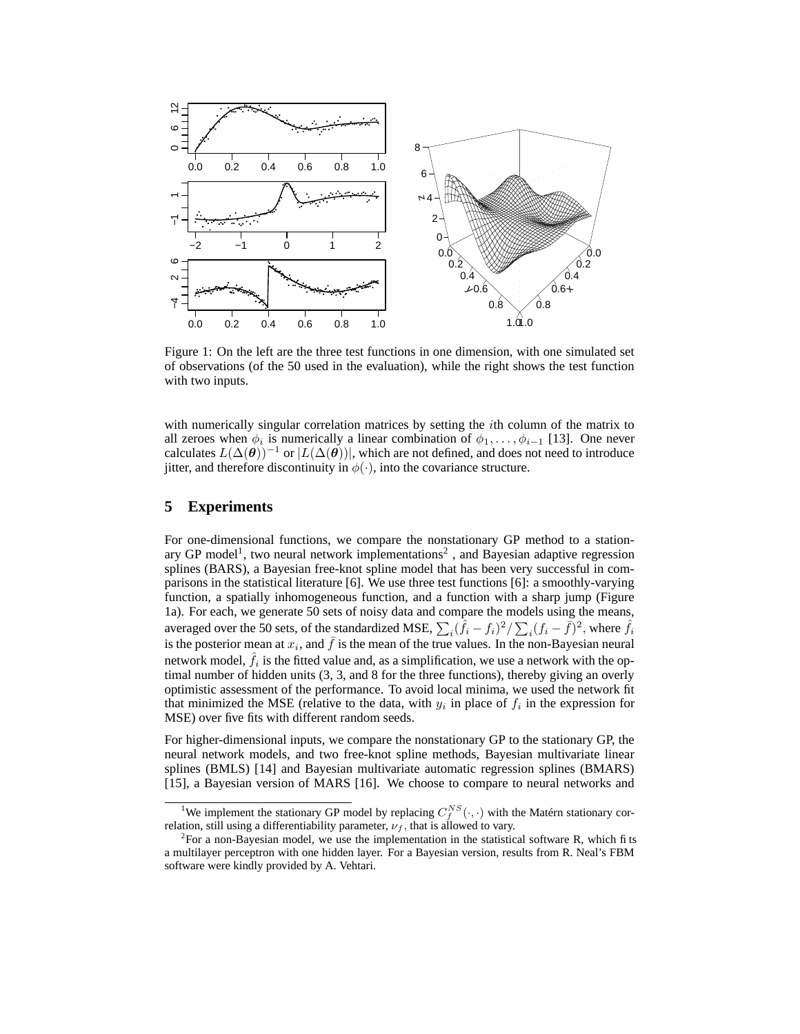Figure 1: On the left are the three test functions in one dimension, with one simulated set of observations (of the 50 used in the evaluation), while the right shows the test function with two inputs.

with numerically singular correlation matrices by setting the $i$th column of the matrix to all zeroes when $\phi_i$ is numerically a linear combination of $\phi_1, \ldots, \phi_{i-1}$ [13]. One never calculates $L(\Delta(\boldsymbol{\theta}))^{-1}$ or $|L(\Delta(\boldsymbol{\theta}))|$, which are not defined, and does not need to introduce jitter, and therefore discontinuity in $\phi(\cdot)$, into the covariance structure.

## 5 Experiments

For one-dimensional functions, we compare the nonstationary GP method to a stationary GP model[1], two neural network implementations[2], and Bayesian adaptive regression splines (BARS), a Bayesian free-knot spline model that has been very successful in comparisons in the statistical literature [6]. We use three test functions [6]: a smoothly-varying function, a spatially inhomogeneous function, and a function with a sharp jump (Figure 1a). For each, we generate 50 sets of noisy data and compare the models using the means, averaged over the 50 sets, of the standardized MSE, $\sum_i (\hat{f}_i - f_i)^2 / \sum_i (f_i - \bar{f})^2$, where $\hat{f}_i$ is the posterior mean at $x_i$, and $\bar{f}$ is the mean of the true values. In the non-Bayesian neural network model, $\hat{f}_i$ is the fitted value and, as a simplification, we use a network with the optimal number of hidden units (3, 3, and 8 for the three functions), thereby giving an overly optimistic assessment of the performance. To avoid local minima, we used the network fit that minimized the MSE (relative to the data, with $y_i$ in place of $f_i$ in the expression for MSE) over five fits with different random seeds.

For higher-dimensional inputs, we compare the nonstationary GP to the stationary GP, the neural network models, and two free-knot spline methods, Bayesian multivariate linear splines (BMLS) [14] and Bayesian multivariate automatic regression splines (BMARS) [15], a Bayesian version of MARS [16]. We choose to compare to neural networks and

[1] We implement the stationary GP model by replacing $C_f^{NS}(\cdot, \cdot)$ with the Matérn stationary correlation, still using a differentiability parameter, $\nu_f$, that is allowed to vary.

[2] For a non-Bayesian model, we use the implementation in the statistical software R, which fits a multilayer perceptron with one hidden layer. For a Bayesian version, results from R. Neal's FBM software were kindly provided by A. Vehtari.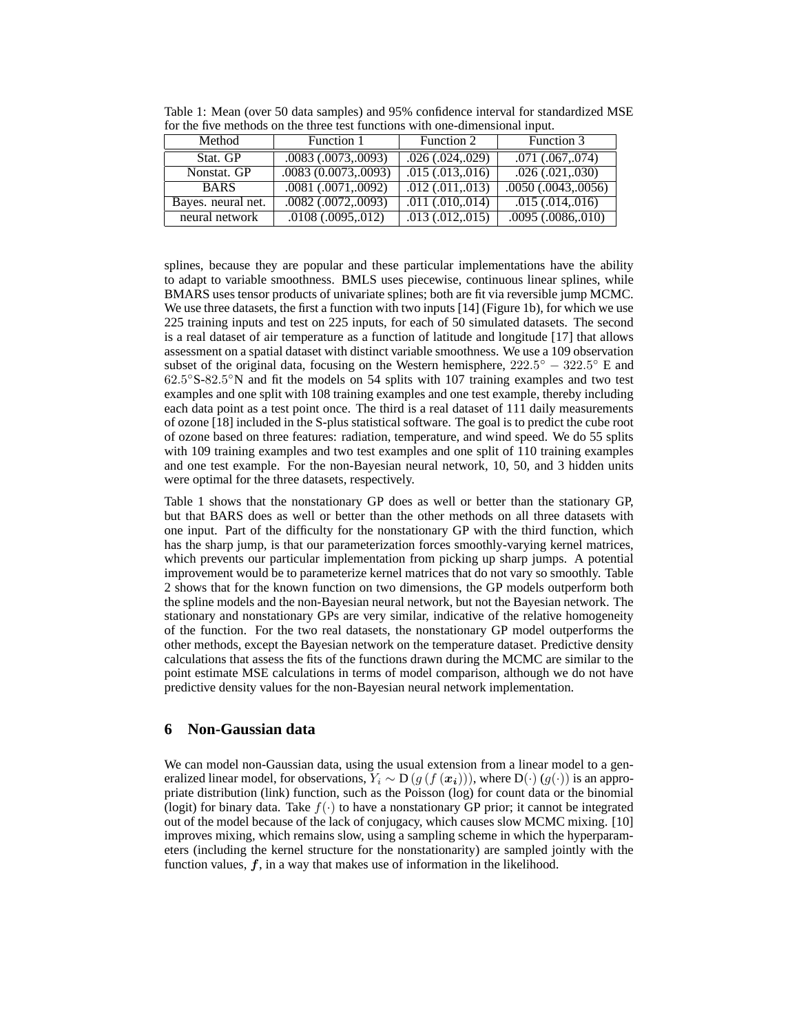Table 1: Mean (over 50 data samples) and 95% confidence interval for standardized MSE for the five methods on the three test functions with one-dimensional input.

| Method | Function 1 | Function 2 | Function 3 |
|---|---|---|---|
| Stat. GP | .0083 (.0073,.0093) | .026 (.024,.029) | .071 (.067,.074) |
| Nonstat. GP | .0083 (0.0073,.0093) | .015 (.013,.016) | .026 (.021,.030) |
| BARS | .0081 (.0071,.0092) | .012 (.011,.013) | .0050 (.0043,.0056) |
| Bayes. neural net. | .0082 (.0072,.0093) | .011 (.010,.014) | .015 (.014,.016) |
| neural network | .0108 (.0095,.012) | .013 (.012,.015) | .0095 (.0086,.010) |

splines, because they are popular and these particular implementations have the ability to adapt to variable smoothness. BMLS uses piecewise, continuous linear splines, while BMARS uses tensor products of univariate splines; both are fit via reversible jump MCMC. We use three datasets, the first a function with two inputs [14] (Figure 1b), for which we use 225 training inputs and test on 225 inputs, for each of 50 simulated datasets. The second is a real dataset of air temperature as a function of latitude and longitude [17] that allows assessment on a spatial dataset with distinct variable smoothness. We use a 109 observation subset of the original data, focusing on the Western hemisphere, $222.5^{\circ} - 322.5^{\circ}$ E and $62.5^{\circ}$S-$82.5^{\circ}$N and fit the models on 54 splits with 107 training examples and two test examples and one split with 108 training examples and one test example, thereby including each data point as a test point once. The third is a real dataset of 111 daily measurements of ozone [18] included in the S-plus statistical software. The goal is to predict the cube root of ozone based on three features: radiation, temperature, and wind speed. We do 55 splits with 109 training examples and two test examples and one split of 110 training examples and one test example. For the non-Bayesian neural network, 10, 50, and 3 hidden units were optimal for the three datasets, respectively.

Table 1 shows that the nonstationary GP does as well or better than the stationary GP, but that BARS does as well or better than the other methods on all three datasets with one input. Part of the difficulty for the nonstationary GP with the third function, which has the sharp jump, is that our parameterization forces smoothly-varying kernel matrices, which prevents our particular implementation from picking up sharp jumps. A potential improvement would be to parameterize kernel matrices that do not vary so smoothly. Table 2 shows that for the known function on two dimensions, the GP models outperform both the spline models and the non-Bayesian neural network, but not the Bayesian network. The stationary and nonstationary GPs are very similar, indicative of the relative homogeneity of the function. For the two real datasets, the nonstationary GP model outperforms the other methods, except the Bayesian network on the temperature dataset. Predictive density calculations that assess the fits of the functions drawn during the MCMC are similar to the point estimate MSE calculations in terms of model comparison, although we do not have predictive density values for the non-Bayesian neural network implementation.

## 6 Non-Gaussian data

We can model non-Gaussian data, using the usual extension from a linear model to a generalized linear model, for observations, $Y_i \sim \mathrm{D}\left(g\left(f\left(\boldsymbol{x_i}\right)\right)\right)$, where $\mathrm{D}(\cdot)$ $(g(\cdot))$ is an appropriate distribution (link) function, such as the Poisson (log) for count data or the binomial (logit) for binary data. Take $f(\cdot)$ to have a nonstationary GP prior; it cannot be integrated out of the model because of the lack of conjugacy, which causes slow MCMC mixing. [10] improves mixing, which remains slow, using a sampling scheme in which the hyperparameters (including the kernel structure for the nonstationarity) are sampled jointly with the function values, $\boldsymbol{f}$, in a way that makes use of information in the likelihood.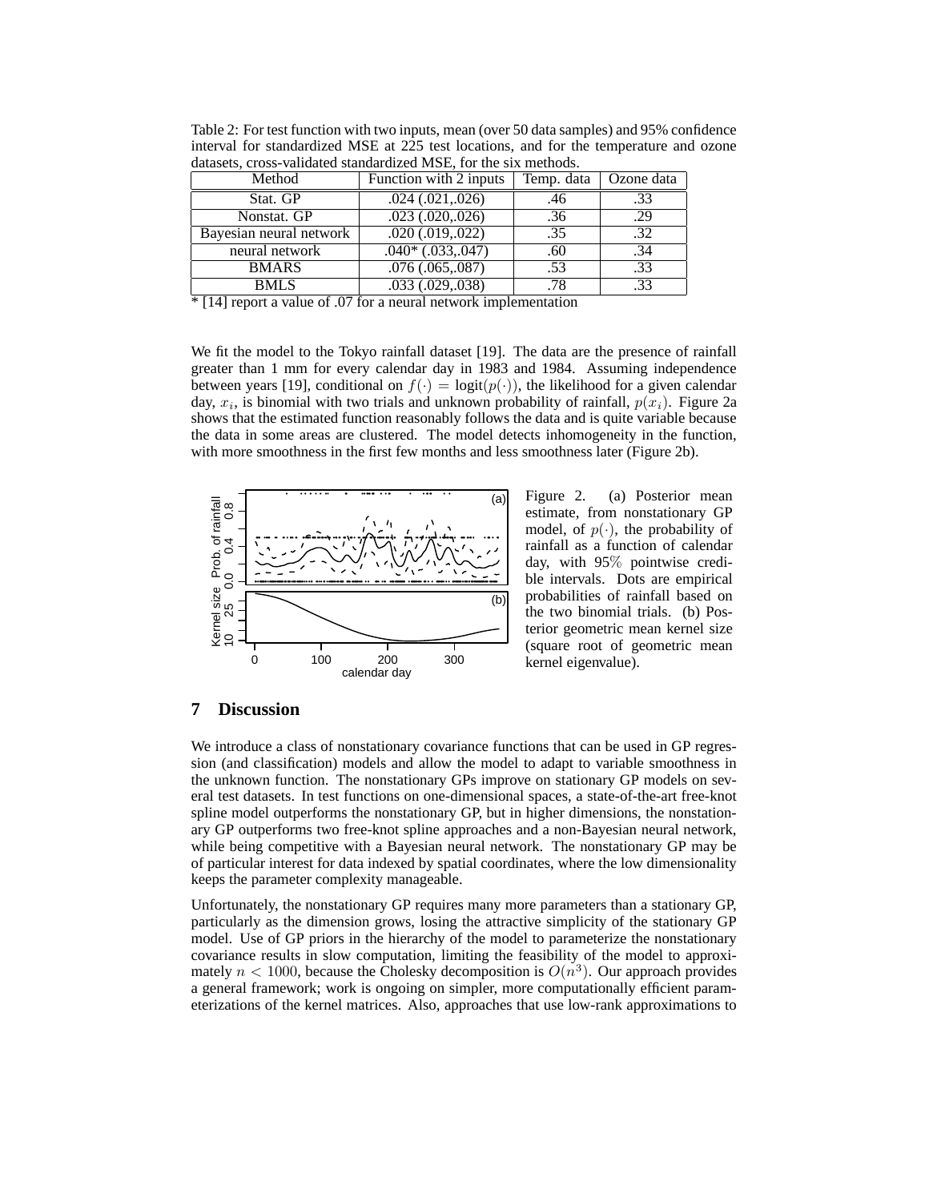Table 2: For test function with two inputs, mean (over 50 data samples) and 95% confidence interval for standardized MSE at 225 test locations, and for the temperature and ozone datasets, cross-validated standardized MSE, for the six methods.

| Method | Function with 2 inputs | Temp. data | Ozone data |
|---|---|---|---|
| Stat. GP | .024 (.021,.026) | .46 | .33 |
| Nonstat. GP | .023 (.020,.026) | .36 | .29 |
| Bayesian neural network | .020 (.019,.022) | .35 | .32 |
| neural network | .040* (.033,.047) | .60 | .34 |
| BMARS | .076 (.065,.087) | .53 | .33 |
| BMLS | .033 (.029,.038) | .78 | .33 |

* [14] report a value of .07 for a neural network implementation

We fit the model to the Tokyo rainfall dataset [19]. The data are the presence of rainfall greater than 1 mm for every calendar day in 1983 and 1984. Assuming independence between years [19], conditional on $f(\cdot) = \text{logit}(p(\cdot))$, the likelihood for a given calendar day, $x_i$, is binomial with two trials and unknown probability of rainfall, $p(x_i)$. Figure 2a shows that the estimated function reasonably follows the data and is quite variable because the data in some areas are clustered. The model detects inhomogeneity in the function, with more smoothness in the first few months and less smoothness later (Figure 2b).

Figure 2. (a) Posterior mean estimate, from nonstationary GP model, of $p(\cdot)$, the probability of rainfall as a function of calendar day, with 95% pointwise credible intervals. Dots are empirical probabilities of rainfall based on the two binomial trials. (b) Posterior geometric mean kernel size (square root of geometric mean kernel eigenvalue).

## 7 Discussion

We introduce a class of nonstationary covariance functions that can be used in GP regression (and classification) models and allow the model to adapt to variable smoothness in the unknown function. The nonstationary GPs improve on stationary GP models on several test datasets. In test functions on one-dimensional spaces, a state-of-the-art free-knot spline model outperforms the nonstationary GP, but in higher dimensions, the nonstationary GP outperforms two free-knot spline approaches and a non-Bayesian neural network, while being competitive with a Bayesian neural network. The nonstationary GP may be of particular interest for data indexed by spatial coordinates, where the low dimensionality keeps the parameter complexity manageable.

Unfortunately, the nonstationary GP requires many more parameters than a stationary GP, particularly as the dimension grows, losing the attractive simplicity of the stationary GP model. Use of GP priors in the hierarchy of the model to parameterize the nonstationary covariance results in slow computation, limiting the feasibility of the model to approximately $n < 1000$, because the Cholesky decomposition is $O(n^3)$. Our approach provides a general framework; work is ongoing on simpler, more computationally efficient parameterizations of the kernel matrices. Also, approaches that use low-rank approximations to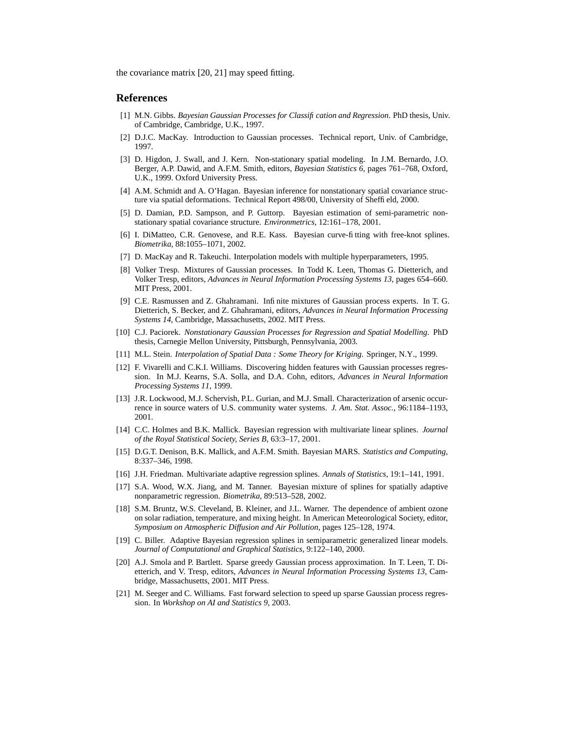the covariance matrix [20, 21] may speed fitting.

## References

[1] M.N. Gibbs. *Bayesian Gaussian Processes for Classification and Regression*. PhD thesis, Univ. of Cambridge, Cambridge, U.K., 1997.

[2] D.J.C. MacKay. Introduction to Gaussian processes. Technical report, Univ. of Cambridge, 1997.

[3] D. Higdon, J. Swall, and J. Kern. Non-stationary spatial modeling. In J.M. Bernardo, J.O. Berger, A.P. Dawid, and A.F.M. Smith, editors, *Bayesian Statistics 6*, pages 761–768, Oxford, U.K., 1999. Oxford University Press.

[4] A.M. Schmidt and A. O'Hagan. Bayesian inference for nonstationary spatial covariance structure via spatial deformations. Technical Report 498/00, University of Sheffield, 2000.

[5] D. Damian, P.D. Sampson, and P. Guttorp. Bayesian estimation of semi-parametric non-stationary spatial covariance structure. *Environmetrics*, 12:161–178, 2001.

[6] I. DiMatteo, C.R. Genovese, and R.E. Kass. Bayesian curve-fitting with free-knot splines. *Biometrika*, 88:1055–1071, 2002.

[7] D. MacKay and R. Takeuchi. Interpolation models with multiple hyperparameters, 1995.

[8] Volker Tresp. Mixtures of Gaussian processes. In Todd K. Leen, Thomas G. Dietterich, and Volker Tresp, editors, *Advances in Neural Information Processing Systems 13*, pages 654–660. MIT Press, 2001.

[9] C.E. Rasmussen and Z. Ghahramani. Infinite mixtures of Gaussian process experts. In T. G. Dietterich, S. Becker, and Z. Ghahramani, editors, *Advances in Neural Information Processing Systems 14*, Cambridge, Massachusetts, 2002. MIT Press.

[10] C.J. Paciorek. *Nonstationary Gaussian Processes for Regression and Spatial Modelling*. PhD thesis, Carnegie Mellon University, Pittsburgh, Pennsylvania, 2003.

[11] M.L. Stein. *Interpolation of Spatial Data : Some Theory for Kriging*. Springer, N.Y., 1999.

[12] F. Vivarelli and C.K.I. Williams. Discovering hidden features with Gaussian processes regression. In M.J. Kearns, S.A. Solla, and D.A. Cohn, editors, *Advances in Neural Information Processing Systems 11*, 1999.

[13] J.R. Lockwood, M.J. Schervish, P.L. Gurian, and M.J. Small. Characterization of arsenic occurrence in source waters of U.S. community water systems. *J. Am. Stat. Assoc.*, 96:1184–1193, 2001.

[14] C.C. Holmes and B.K. Mallick. Bayesian regression with multivariate linear splines. *Journal of the Royal Statistical Society, Series B*, 63:3–17, 2001.

[15] D.G.T. Denison, B.K. Mallick, and A.F.M. Smith. Bayesian MARS. *Statistics and Computing*, 8:337–346, 1998.

[16] J.H. Friedman. Multivariate adaptive regression splines. *Annals of Statistics*, 19:1–141, 1991.

[17] S.A. Wood, W.X. Jiang, and M. Tanner. Bayesian mixture of splines for spatially adaptive nonparametric regression. *Biometrika*, 89:513–528, 2002.

[18] S.M. Bruntz, W.S. Cleveland, B. Kleiner, and J.L. Warner. The dependence of ambient ozone on solar radiation, temperature, and mixing height. In American Meteorological Society, editor, *Symposium on Atmospheric Diffusion and Air Pollution*, pages 125–128, 1974.

[19] C. Biller. Adaptive Bayesian regression splines in semiparametric generalized linear models. *Journal of Computational and Graphical Statistics*, 9:122–140, 2000.

[20] A.J. Smola and P. Bartlett. Sparse greedy Gaussian process approximation. In T. Leen, T. Dietterich, and V. Tresp, editors, *Advances in Neural Information Processing Systems 13*, Cambridge, Massachusetts, 2001. MIT Press.

[21] M. Seeger and C. Williams. Fast forward selection to speed up sparse Gaussian process regression. In *Workshop on AI and Statistics 9*, 2003.